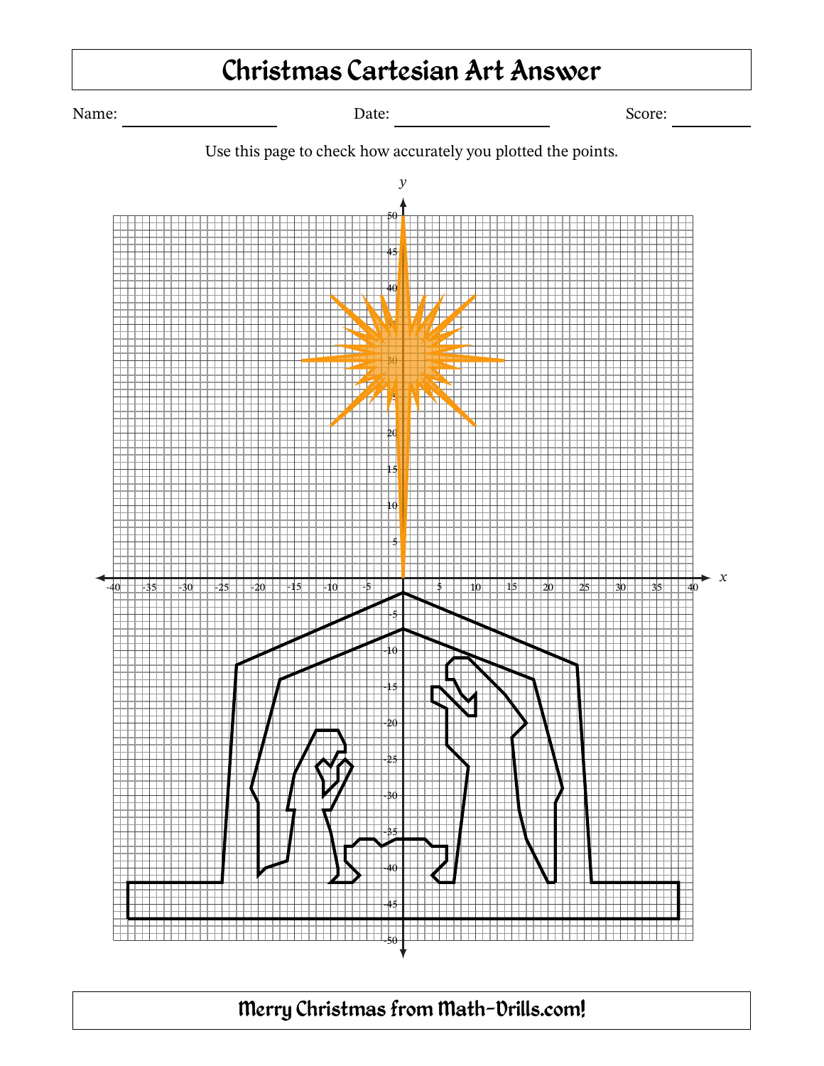# Christmas Cartesian Art Answer

Name: ____________________ Date: ____________________ Score: __________

Use this page to check how accurately you plotted the points.

Merry Christmas from Math-Drills.com!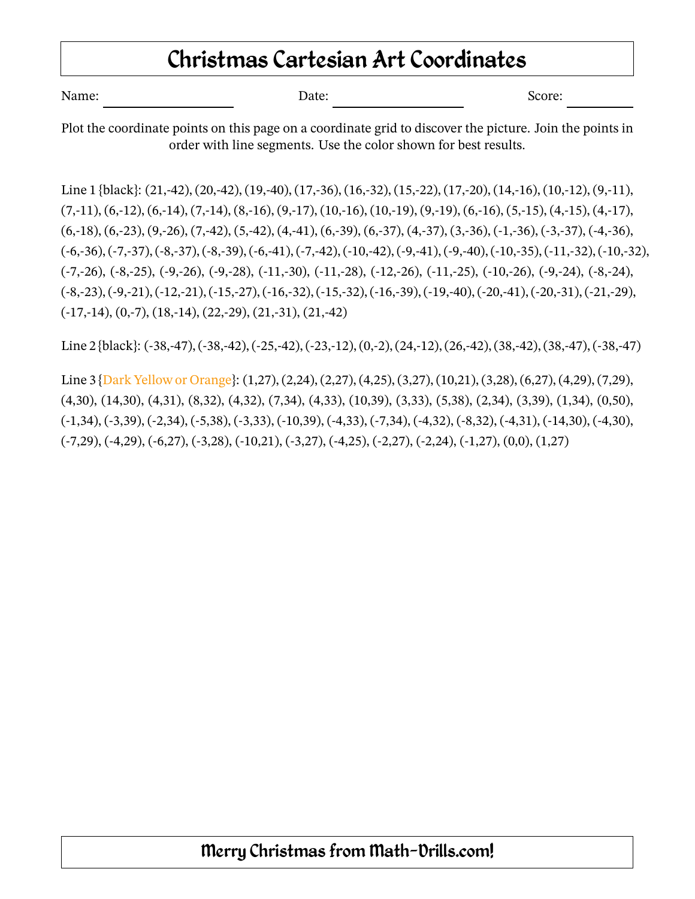# Christmas Cartesian Art Coordinates

Name: ____________________ Date: ____________________ Score: __________

Plot the coordinate points on this page on a coordinate grid to discover the picture. Join the points in order with line segments. Use the color shown for best results.

Line 1 {black}: (21,-42), (20,-42), (19,-40), (17,-36), (16,-32), (15,-22), (17,-20), (14,-16), (10,-12), (9,-11), (7,-11), (6,-12), (6,-14), (7,-14), (8,-16), (9,-17), (10,-16), (10,-19), (9,-19), (6,-16), (5,-15), (4,-15), (4,-17), (6,-18), (6,-23), (9,-26), (7,-42), (5,-42), (4,-41), (6,-39), (6,-37), (4,-37), (3,-36), (-1,-36), (-3,-37), (-4,-36), (-6,-36), (-7,-37), (-8,-37), (-8,-39), (-6,-41), (-7,-42), (-10,-42), (-9,-41), (-9,-40), (-10,-35), (-11,-32), (-10,-32), (-7,-26), (-8,-25), (-9,-26), (-9,-28), (-11,-30), (-11,-28), (-12,-26), (-11,-25), (-10,-26), (-9,-24), (-8,-24), (-8,-23), (-9,-21), (-12,-21), (-15,-27), (-16,-32), (-15,-32), (-16,-39), (-19,-40), (-20,-41), (-20,-31), (-21,-29), (-17,-14), (0,-7), (18,-14), (22,-29), (21,-31), (21,-42)

Line 2 {black}: (-38,-47), (-38,-42), (-25,-42), (-23,-12), (0,-2), (24,-12), (26,-42), (38,-42), (38,-47), (-38,-47)

Line 3 {Dark Yellow or Orange}: (1,27), (2,24), (2,27), (4,25), (3,27), (10,21), (3,28), (6,27), (4,29), (7,29), (4,30), (14,30), (4,31), (8,32), (4,32), (7,34), (4,33), (10,39), (3,33), (5,38), (2,34), (3,39), (1,34), (0,50), (-1,34), (-3,39), (-2,34), (-5,38), (-3,33), (-10,39), (-4,33), (-7,34), (-4,32), (-8,32), (-4,31), (-14,30), (-4,30), (-7,29), (-4,29), (-6,27), (-3,28), (-10,21), (-3,27), (-4,25), (-2,27), (-2,24), (-1,27), (0,0), (1,27)

**Merry Christmas from Math-Drills.com!**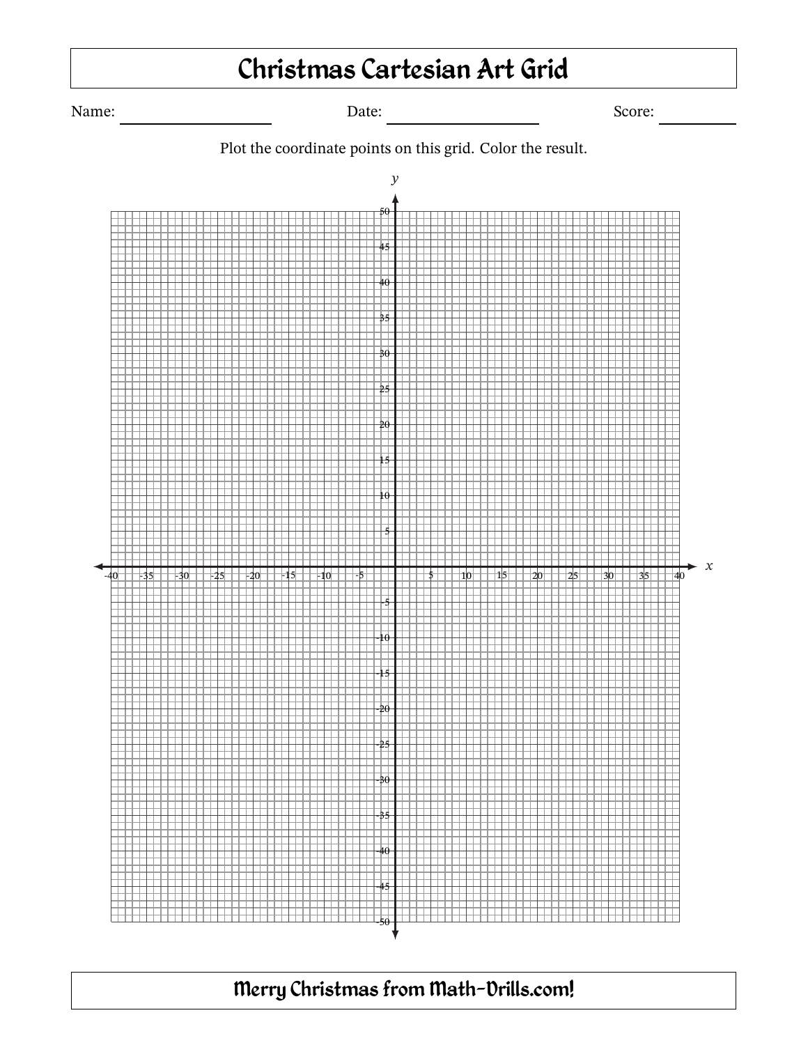# Christmas Cartesian Art Grid

Name: ______________ Date: ______________ Score: ________

Plot the coordinate points on this grid. Color the result.

y

x

50
45
40
35
30
25
20
15
10
5
-5
-10
-15
-20
-25
-30
-35
-40
-45
-50

-40 -35 -30 -25 -20 -15 -10 -5 5 10 15 20 25 30 35 40

Merry Christmas from Math-Drills.com!